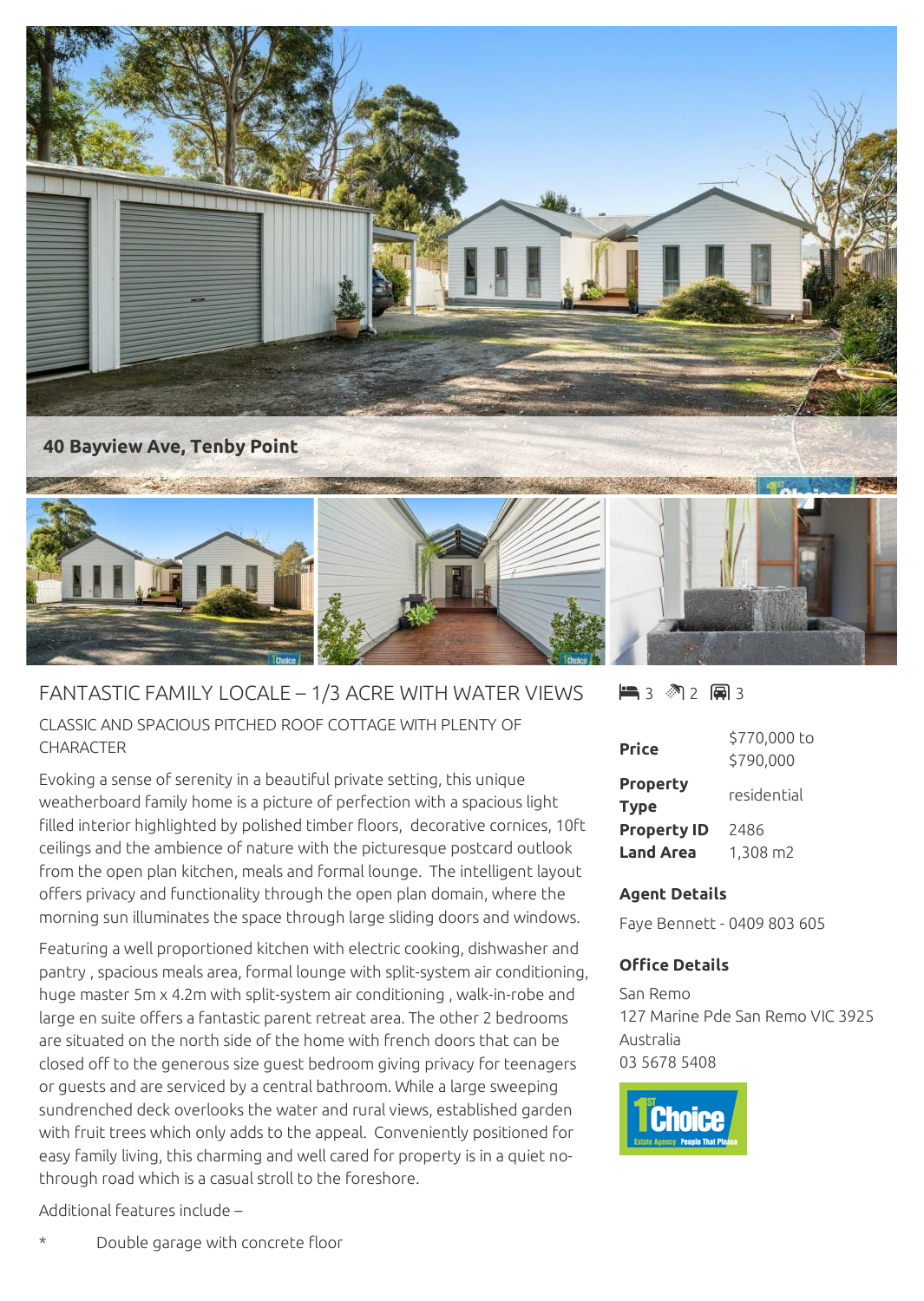**40 Bayview Ave, Tenby Point**

# FANTASTIC FAMILY LOCALE – 1/3 ACRE WITH WATER VIEWS

3 2 3

## CLASSIC AND SPACIOUS PITCHED ROOF COTTAGE WITH PLENTY OF CHARACTER

Evoking a sense of serenity in a beautiful private setting, this unique weatherboard family home is a picture of perfection with a spacious light filled interior highlighted by polished timber floors, decorative cornices, 10ft ceilings and the ambience of nature with the picturesque postcard outlook from the open plan kitchen, meals and formal lounge. The intelligent layout offers privacy and functionality through the open plan domain, where the morning sun illuminates the space through large sliding doors and windows.

Featuring a well proportioned kitchen with electric cooking, dishwasher and pantry , spacious meals area, formal lounge with split-system air conditioning, huge master 5m x 4.2m with split-system air conditioning , walk-in-robe and large en suite offers a fantastic parent retreat area. The other 2 bedrooms are situated on the north side of the home with french doors that can be closed off to the generous size guest bedroom giving privacy for teenagers or guests and are serviced by a central bathroom. While a large sweeping sundrenched deck overlooks the water and rural views, established garden with fruit trees which only adds to the appeal. Conveniently positioned for easy family living, this charming and well cared for property is in a quiet no-through road which is a casual stroll to the foreshore.

Additional features include –

* Double garage with concrete floor

| | |
|---|---|
| **Price** | $770,000 to $790,000 |
| **Property Type** | residential |
| **Property ID** | 2486 |
| **Land Area** | 1,308 m2 |

**Agent Details**

Faye Bennett - 0409 803 605

**Office Details**

San Remo
127 Marine Pde San Remo VIC 3925
Australia
03 5678 5408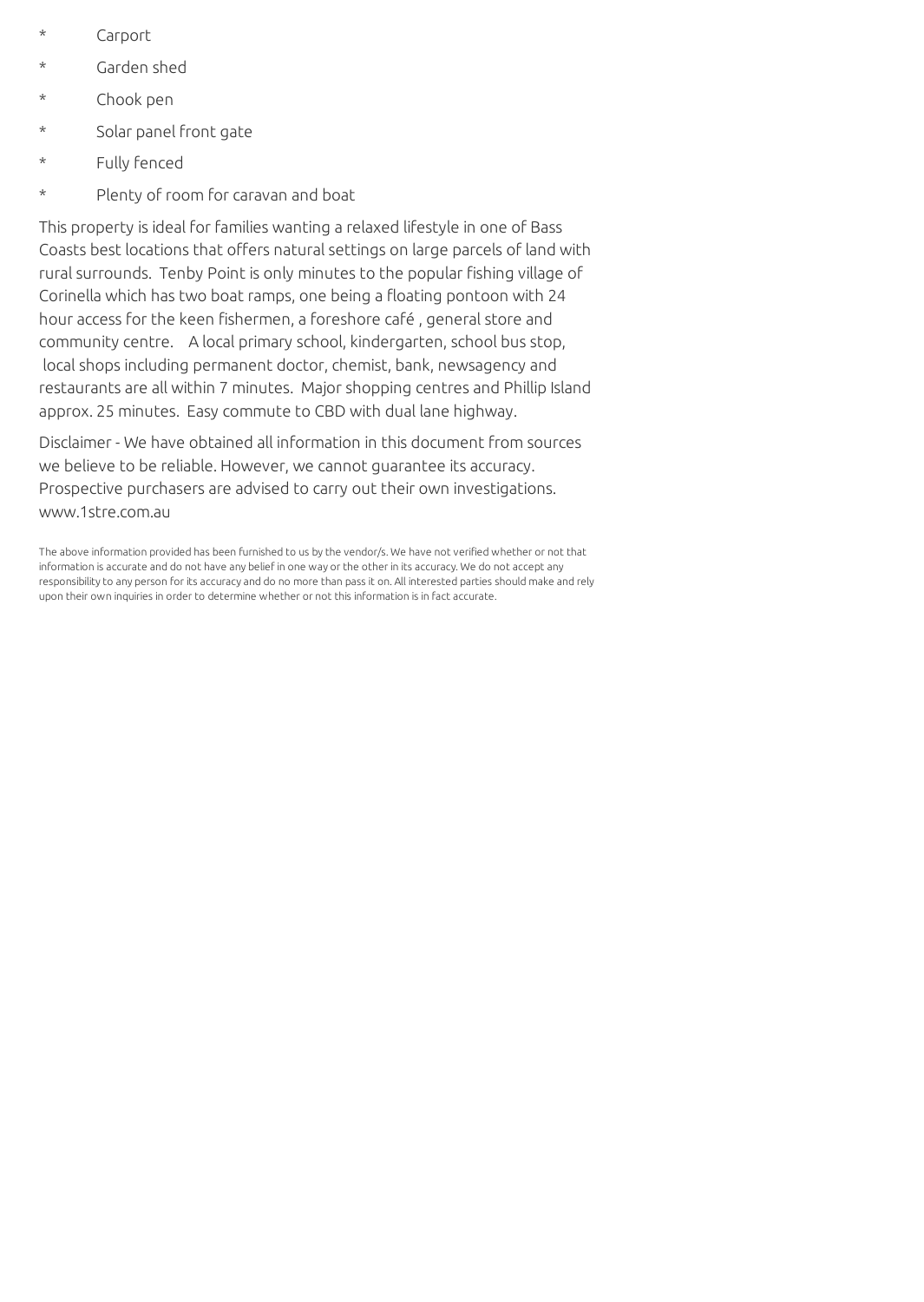* Carport
* Garden shed
* Chook pen
* Solar panel front gate
* Fully fenced
* Plenty of room for caravan and boat

This property is ideal for families wanting a relaxed lifestyle in one of Bass Coasts best locations that offers natural settings on large parcels of land with rural surrounds. Tenby Point is only minutes to the popular fishing village of Corinella which has two boat ramps, one being a floating pontoon with 24 hour access for the keen fishermen, a foreshore café , general store and community centre. A local primary school, kindergarten, school bus stop, local shops including permanent doctor, chemist, bank, newsagency and restaurants are all within 7 minutes. Major shopping centres and Phillip Island approx. 25 minutes. Easy commute to CBD with dual lane highway.

Disclaimer - We have obtained all information in this document from sources we believe to be reliable. However, we cannot guarantee its accuracy. Prospective purchasers are advised to carry out their own investigations. www.1stre.com.au

The above information provided has been furnished to us by the vendor/s. We have not verified whether or not that information is accurate and do not have any belief in one way or the other in its accuracy. We do not accept any responsibility to any person for its accuracy and do no more than pass it on. All interested parties should make and rely upon their own inquiries in order to determine whether or not this information is in fact accurate.